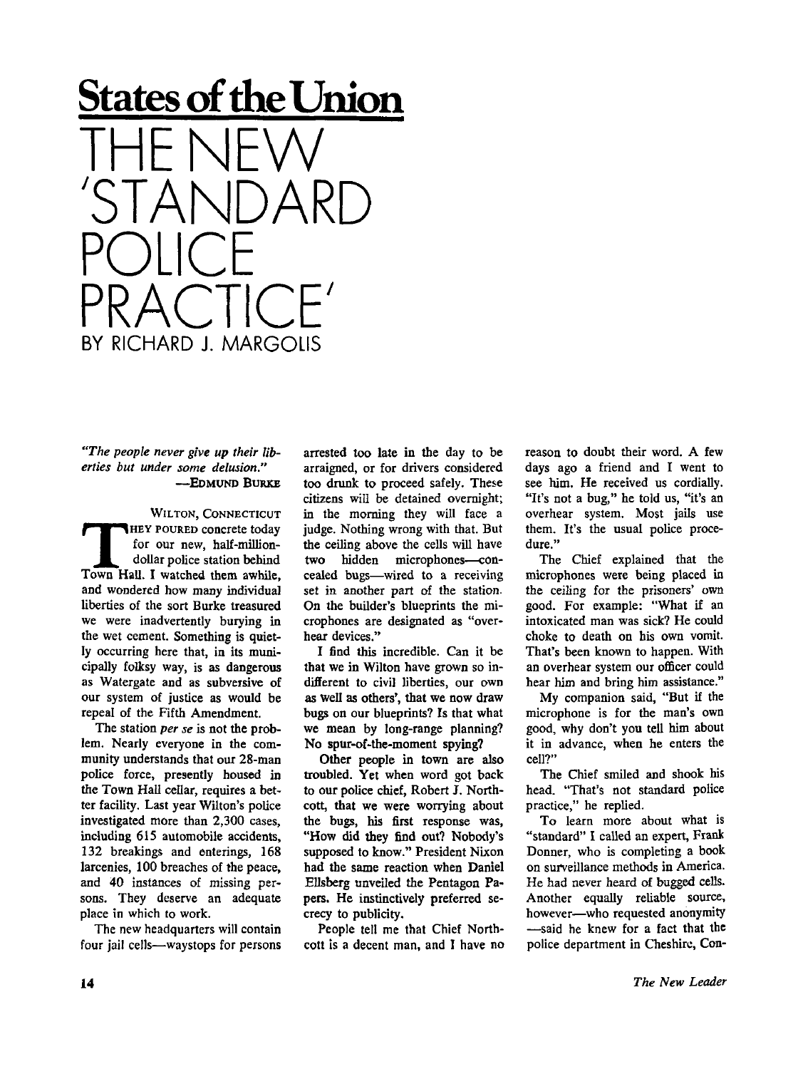## States of the Union

# THE NEW 'STANDARD POLICE PRACTICE'

BY RICHARD J. MARGOLIS

*"The people never give up their liberties but under some delusion."*
—EDMUND BURKE

WILTON, CONNECTICUT

THEY POURED concrete today for our new, half-million-dollar police station behind Town Hall. I watched them awhile, and wondered how many individual liberties of the sort Burke treasured we were inadvertently burying in the wet cement. Something is quietly occurring here that, in its municipally folksy way, is as dangerous as Watergate and as subversive of our system of justice as would be repeal of the Fifth Amendment.

The station *per se* is not the problem. Nearly everyone in the community understands that our 28-man police force, presently housed in the Town Hall cellar, requires a better facility. Last year Wilton's police investigated more than 2,300 cases, including 615 automobile accidents, 132 breakings and enterings, 168 larcenies, 100 breaches of the peace, and 40 instances of missing persons. They deserve an adequate place in which to work.

The new headquarters will contain four jail cells—waystops for persons arrested too late in the day to be arraigned, or for drivers considered too drunk to proceed safely. These citizens will be detained overnight; in the morning they will face a judge. Nothing wrong with that. But the ceiling above the cells will have two hidden microphones—concealed bugs—wired to a receiving set in another part of the station. On the builder's blueprints the microphones are designated as "overhear devices."

I find this incredible. Can it be that we in Wilton have grown so indifferent to civil liberties, our own as well as others', that we now draw bugs on our blueprints? Is that what we mean by long-range planning? No spur-of-the-moment spying?

Other people in town are also troubled. Yet when word got back to our police chief, Robert J. Northcott, that we were worrying about the bugs, his first response was, "How did they find out? Nobody's supposed to know." President Nixon had the same reaction when Daniel Ellsberg unveiled the Pentagon Papers. He instinctively preferred secrecy to publicity.

People tell me that Chief Northcott is a decent man, and I have no reason to doubt their word. A few days ago a friend and I went to see him. He received us cordially. "It's not a bug," he told us, "it's an overhear system. Most jails use them. It's the usual police procedure."

The Chief explained that the microphones were being placed in the ceiling for the prisoners' own good. For example: "What if an intoxicated man was sick? He could choke to death on his own vomit. That's been known to happen. With an overhear system our officer could hear him and bring him assistance."

My companion said, "But if the microphone is for the man's own good, why don't you tell him about it in advance, when he enters the cell?"

The Chief smiled and shook his head. "That's not standard police practice," he replied.

To learn more about what is "standard" I called an expert, Frank Donner, who is completing a book on surveillance methods in America. He had never heard of bugged cells. Another equally reliable source, however—who requested anonymity —said he knew for a fact that the police department in Cheshire, Con-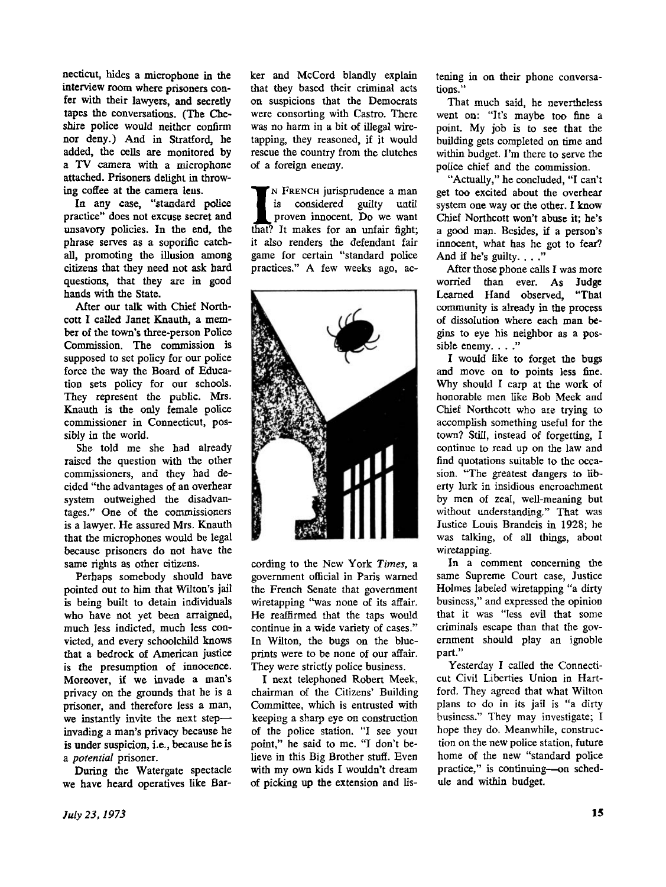necticut, hides a microphone in the interview room where prisoners confer with their lawyers, and secretly tapes the conversations. (The Cheshire police would neither confirm nor deny.) And in Stratford, he added, the cells are monitored by a TV camera with a microphone attached. Prisoners delight in throwing coffee at the camera lens.

In any case, "standard police practice" does not excuse secret and unsavory policies. In the end, the phrase serves as a soporific catchall, promoting the illusion among citizens that they need not ask hard questions, that they are in good hands with the State.

After our talk with Chief Northcott I called Janet Knauth, a member of the town's three-person Police Commission. The commission is supposed to set policy for our police force the way the Board of Education sets policy for our schools. They represent the public. Mrs. Knauth is the only female police commissioner in Connecticut, possibly in the world.

She told me she had already raised the question with the other commissioners, and they had decided "the advantages of an overhear system outweighed the disadvantages." One of the commissioners is a lawyer. He assured Mrs. Knauth that the microphones would be legal because prisoners do not have the same rights as other citizens.

Perhaps somebody should have pointed out to him that Wilton's jail is being built to detain individuals who have not yet been arraigned, much less indicted, much less convicted, and every schoolchild knows that a bedrock of American justice is the presumption of innocence. Moreover, if we invade a man's privacy on the grounds that he is a prisoner, and therefore less a man, we instantly invite the next step—invading a man's privacy because he is under suspicion, i.e., because he is a *potential* prisoner.

During the Watergate spectacle we have heard operatives like Barker and McCord blandly explain that they based their criminal acts on suspicions that the Democrats were consorting with Castro. There was no harm in a bit of illegal wiretapping, they reasoned, if it would rescue the country from the clutches of a foreign enemy.

In French jurisprudence a man is considered guilty until proven innocent. Do we want that? It makes for an unfair fight; it also renders the defendant fair game for certain "standard police practices." A few weeks ago, according to the New York *Times*, a government official in Paris warned the French Senate that government wiretapping "was none of its affair. He reaffirmed that the taps would continue in a wide variety of cases." In Wilton, the bugs on the blueprints were to be none of our affair. They were strictly police business.

I next telephoned Robert Meek, chairman of the Citizens' Building Committee, which is entrusted with keeping a sharp eye on construction of the police station. "I see your point," he said to me. "I don't believe in this Big Brother stuff. Even with my own kids I wouldn't dream of picking up the extension and listening in on their phone conversations."

That much said, he nevertheless went on: "It's maybe too fine a point. My job is to see that the building gets completed on time and within budget. I'm there to serve the police chief and the commission.

"Actually," he concluded, "I can't get too excited about the overhear system one way or the other. I know Chief Northcott won't abuse it; he's a good man. Besides, if a person's innocent, what has he got to fear? And if he's guilty. . . ."

After those phone calls I was more worried than ever. As Judge Learned Hand observed, "That community is already in the process of dissolution where each man begins to eye his neighbor as a possible enemy. . . ."

I would like to forget the bugs and move on to points less fine. Why should I carp at the work of honorable men like Bob Meek and Chief Northcott who are trying to accomplish something useful for the town? Still, instead of forgetting, I continue to read up on the law and find quotations suitable to the occasion. "The greatest dangers to liberty lurk in insidious encroachment by men of zeal, well-meaning but without understanding." That was Justice Louis Brandeis in 1928; he was talking, of all things, about wiretapping.

In a comment concerning the same Supreme Court case, Justice Holmes labeled wiretapping "a dirty business," and expressed the opinion that it was "less evil that some criminals escape than that the government should play an ignoble part."

Yesterday I called the Connecticut Civil Liberties Union in Hartford. They agreed that what Wilton plans to do in its jail is "a dirty business." They may investigate; I hope they do. Meanwhile, construction on the new police station, future home of the new "standard police practice," is continuing—on schedule and within budget.